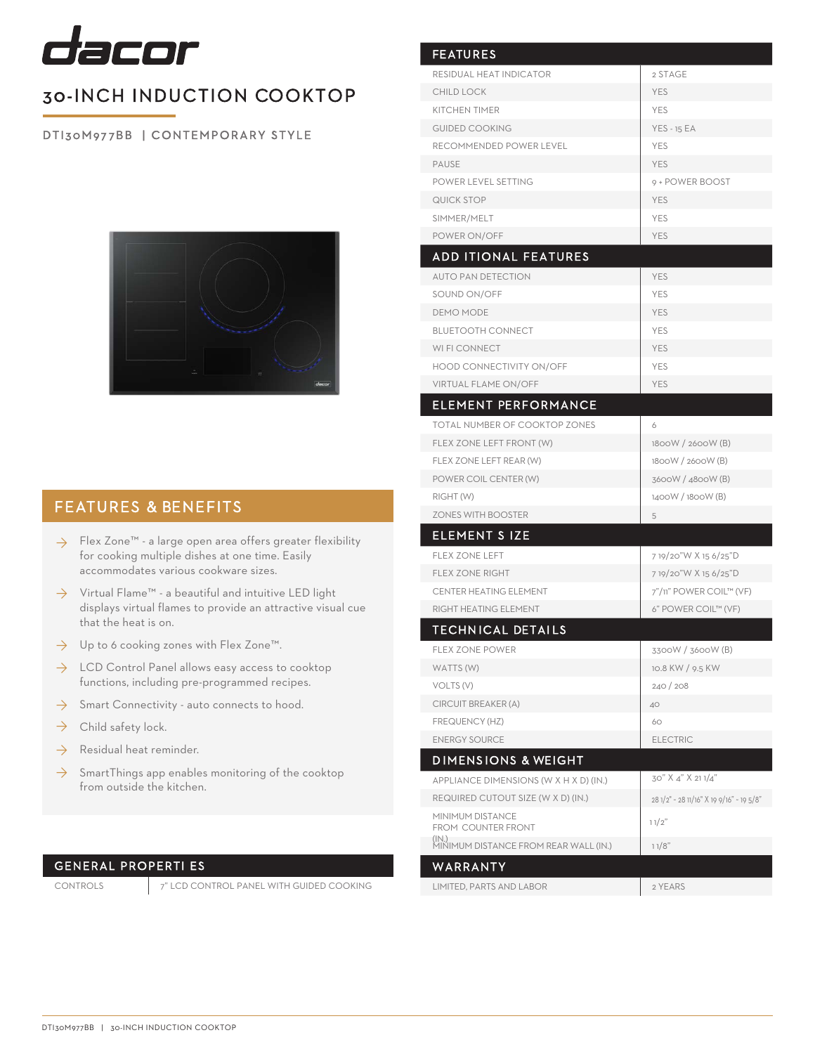# dacor

## 30-INCH INDUCTION COOKTOP

DTI30M977BB | CONTEMPORARY STYLE

## FEATURES & BENEFITS

- Flex Zone™ - a large open area offers greater flexibility for cooking multiple dishes at one time. Easily accommodates various cookware sizes.
- Virtual Flame™ - a beautiful and intuitive LED light displays virtual flames to provide an attractive visual cue that the heat is on.
- Up to 6 cooking zones with Flex Zone™.
- LCD Control Panel allows easy access to cooktop functions, including pre-programmed recipes.
- Smart Connectivity - auto connects to hood.
- Child safety lock.
- Residual heat reminder.
- SmartThings app enables monitoring of the cooktop from outside the kitchen.

## GENERAL PROPERTIES

| | |
|---|---|
| CONTROLS | 7" LCD CONTROL PANEL WITH GUIDED COOKING |

## FEATURES

| | |
|---|---|
| RESIDUAL HEAT INDICATOR | 2 STAGE |
| CHILD LOCK | YES |
| KITCHEN TIMER | YES |
| GUIDED COOKING | YES - 15 EA |
| RECOMMENDED POWER LEVEL | YES |
| PAUSE | YES |
| POWER LEVEL SETTING | 9 + POWER BOOST |
| QUICK STOP | YES |
| SIMMER/MELT | YES |
| POWER ON/OFF | YES |

## ADDITIONAL FEATURES

| | |
|---|---|
| AUTO PAN DETECTION | YES |
| SOUND ON/OFF | YES |
| DEMO MODE | YES |
| BLUETOOTH CONNECT | YES |
| WI FI CONNECT | YES |
| HOOD CONNECTIVITY ON/OFF | YES |
| VIRTUAL FLAME ON/OFF | YES |

## ELEMENT PERFORMANCE

| | |
|---|---|
| TOTAL NUMBER OF COOKTOP ZONES | 6 |
| FLEX ZONE LEFT FRONT (W) | 1800W / 2600W (B) |
| FLEX ZONE LEFT REAR (W) | 1800W / 2600W (B) |
| POWER COIL CENTER (W) | 3600W / 4800W (B) |
| RIGHT (W) | 1400W / 1800W (B) |
| ZONES WITH BOOSTER | 5 |

## ELEMENT SIZE

| | |
|---|---|
| FLEX ZONE LEFT | 7 19/20"W X 15 6/25"D |
| FLEX ZONE RIGHT | 7 19/20"W X 15 6/25"D |
| CENTER HEATING ELEMENT | 7"/11" POWER COIL™ (VF) |
| RIGHT HEATING ELEMENT | 6" POWER COIL™ (VF) |

## TECHNICAL DETAILS

| | |
|---|---|
| FLEX ZONE POWER | 3300W / 3600W (B) |
| WATTS (W) | 10.8 KW / 9.5 KW |
| VOLTS (V) | 240 / 208 |
| CIRCUIT BREAKER (A) | 40 |
| FREQUENCY (HZ) | 60 |
| ENERGY SOURCE | ELECTRIC |

## DIMENSIONS & WEIGHT

| | |
|---|---|
| APPLIANCE DIMENSIONS (W X H X D) (IN.) | 30" X 4" X 21 1/4" |
| REQUIRED CUTOUT SIZE (W X D) (IN.) | 28 1/2" - 28 11/16" X 19 9/16" - 19 5/8" |
| MINIMUM DISTANCE FROM COUNTER FRONT (IN.) | 1 1/2" |
| MINIMUM DISTANCE FROM REAR WALL (IN.) | 1 1/8" |

## WARRANTY

| | |
|---|---|
| LIMITED, PARTS AND LABOR | 2 YEARS |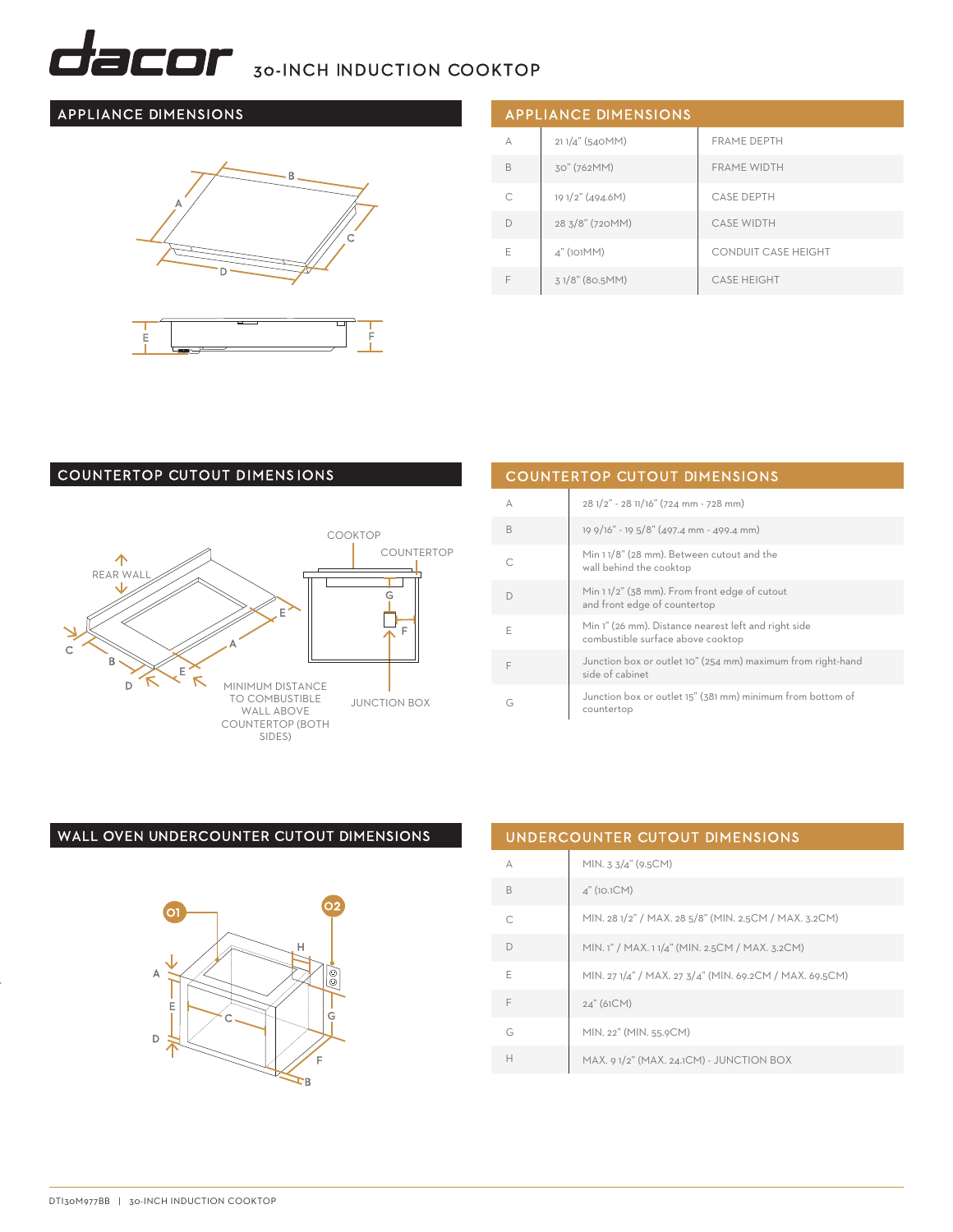# dacor 30-INCH INDUCTION COOKTOP

## APPLIANCE DIMENSIONS

A
B
C
D
E
F

## APPLIANCE DIMENSIONS

| | | |
|---|---|---|
| A | 21 1/4" (540MM) | FRAME DEPTH |
| B | 30" (762MM) | FRAME WIDTH |
| C | 19 1/2" (494.6M) | CASE DEPTH |
| D | 28 3/8" (720MM) | CASE WIDTH |
| E | 4" (101MM) | CONDUIT CASE HEIGHT |
| F | 3 1/8" (80.5MM) | CASE HEIGHT |

## COUNTERTOP CUTOUT DIMENSIONS

REAR WALL
COOKTOP
COUNTERTOP
JUNCTION BOX
MINIMUM DISTANCE TO COMBUSTIBLE WALL ABOVE COUNTERTOP (BOTH SIDES)
A
B
C
D
E
F
G

## COUNTERTOP CUTOUT DIMENSIONS

| | |
|---|---|
| A | 28 1/2" - 28 11/16" (724 mm - 728 mm) |
| B | 19 9/16" - 19 5/8" (497.4 mm - 499.4 mm) |
| C | Min 1 1/8" (28 mm). Between cutout and the wall behind the cooktop |
| D | Min 1 1/2" (38 mm). From front edge of cutout and front edge of countertop |
| E | Min 1" (26 mm). Distance nearest left and right side combustible surface above cooktop |
| F | Junction box or outlet 10" (254 mm) maximum from right-hand side of cabinet |
| G | Junction box or outlet 15" (381 mm) minimum from bottom of countertop |

## WALL OVEN UNDERCOUNTER CUTOUT DIMENSIONS

01
02
A
B
C
D
E
F
G
H

## UNDERCOUNTER CUTOUT DIMENSIONS

| | |
|---|---|
| A | MIN. 3 3/4" (9.5CM) |
| B | 4" (10.1CM) |
| C | MIN. 28 1/2" / MAX. 28 5/8" (MIN. 2.5CM / MAX. 3.2CM) |
| D | MIN. 1" / MAX. 1 1/4" (MIN. 2.5CM / MAX. 3.2CM) |
| E | MIN. 27 1/4" / MAX. 27 3/4" (MIN. 69.2CM / MAX. 69.5CM) |
| F | 24" (61CM) |
| G | MIN. 22" (MIN. 55.9CM) |
| H | MAX. 9 1/2" (MAX. 24.1CM) - JUNCTION BOX |

DTI30M977BB | 30-INCH INDUCTION COOKTOP